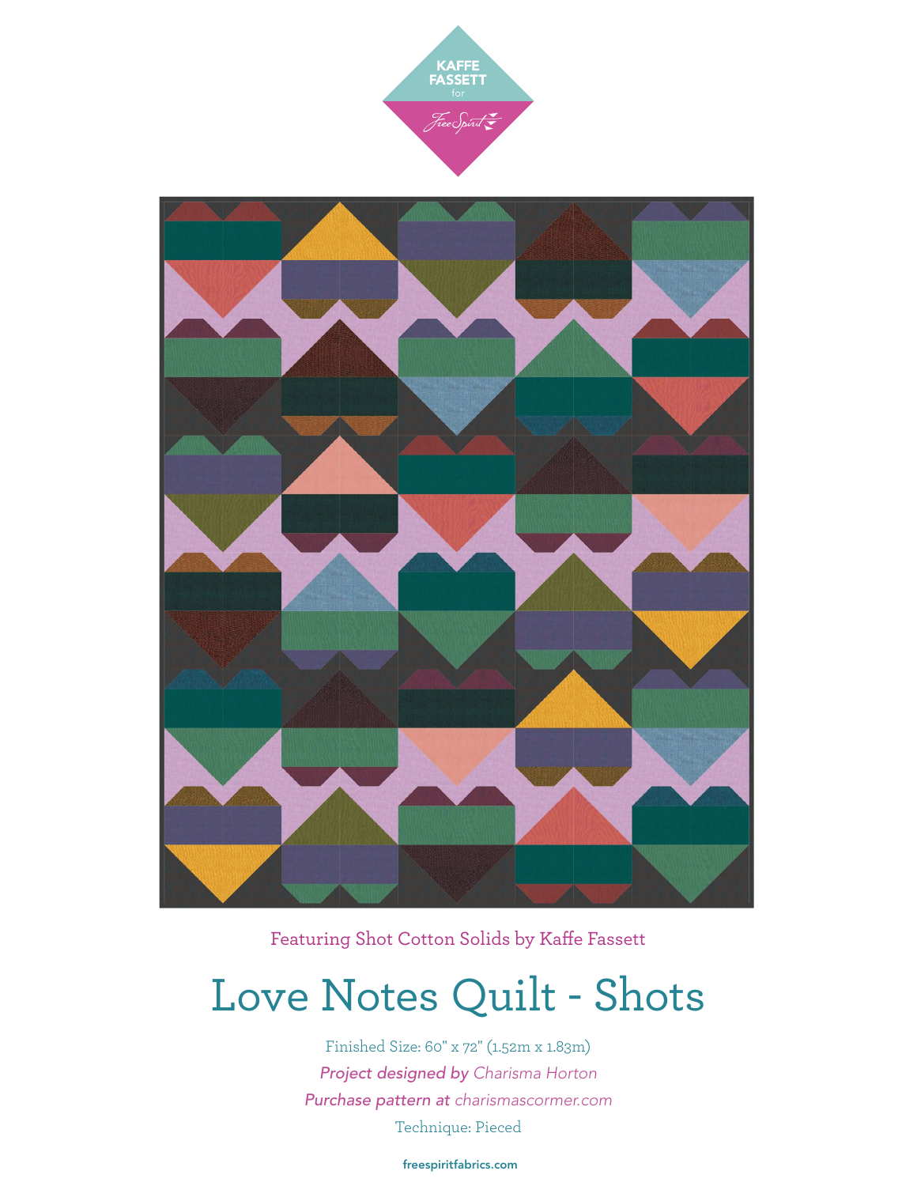Featuring Shot Cotton Solids by Kaffe Fassett

# Love Notes Quilt - Shots

Finished Size: 60" x 72" (1.52m x 1.83m)

*Project designed by Charisma Horton*

*Purchase pattern at charismascormer.com*

Technique: Pieced

freespiritfabrics.com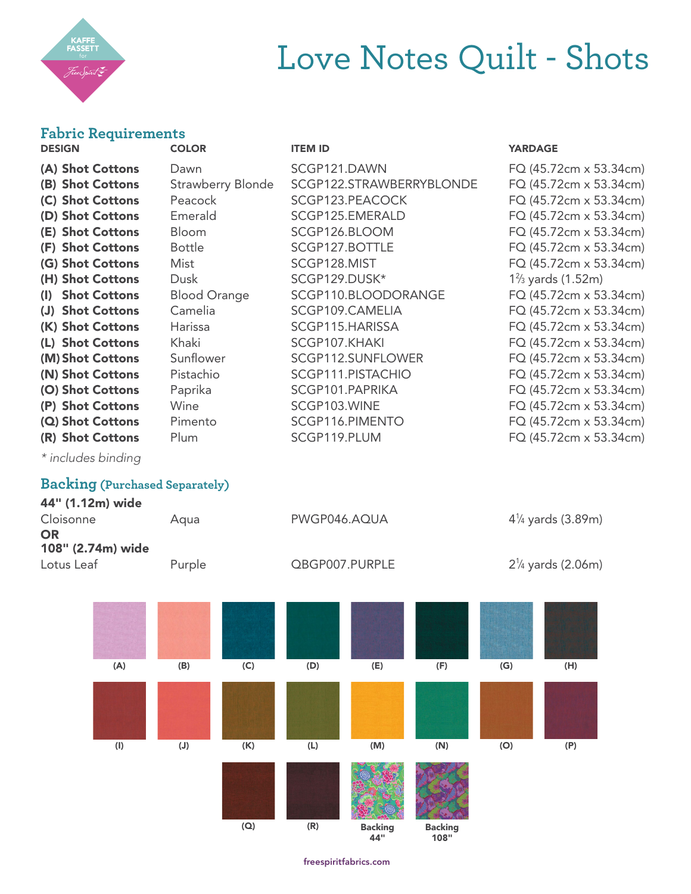# Love Notes Quilt - Shots

## Fabric Requirements

| DESIGN | COLOR | ITEM ID | YARDAGE |
|---|---|---|---|
| **(A) Shot Cottons** | Dawn | SCGP121.DAWN | FQ (45.72cm x 53.34cm) |
| **(B) Shot Cottons** | Strawberry Blonde | SCGP122.STRAWBERRYBLONDE | FQ (45.72cm x 53.34cm) |
| **(C) Shot Cottons** | Peacock | SCGP123.PEACOCK | FQ (45.72cm x 53.34cm) |
| **(D) Shot Cottons** | Emerald | SCGP125.EMERALD | FQ (45.72cm x 53.34cm) |
| **(E) Shot Cottons** | Bloom | SCGP126.BLOOM | FQ (45.72cm x 53.34cm) |
| **(F) Shot Cottons** | Bottle | SCGP127.BOTTLE | FQ (45.72cm x 53.34cm) |
| **(G) Shot Cottons** | Mist | SCGP128.MIST | FQ (45.72cm x 53.34cm) |
| **(H) Shot Cottons** | Dusk | SCGP129.DUSK* | 1⅔ yards (1.52m) |
| **(I) Shot Cottons** | Blood Orange | SCGP110.BLOODORANGE | FQ (45.72cm x 53.34cm) |
| **(J) Shot Cottons** | Camelia | SCGP109.CAMELIA | FQ (45.72cm x 53.34cm) |
| **(K) Shot Cottons** | Harissa | SCGP115.HARISSA | FQ (45.72cm x 53.34cm) |
| **(L) Shot Cottons** | Khaki | SCGP107.KHAKI | FQ (45.72cm x 53.34cm) |
| **(M) Shot Cottons** | Sunflower | SCGP112.SUNFLOWER | FQ (45.72cm x 53.34cm) |
| **(N) Shot Cottons** | Pistachio | SCGP111.PISTACHIO | FQ (45.72cm x 53.34cm) |
| **(O) Shot Cottons** | Paprika | SCGP101.PAPRIKA | FQ (45.72cm x 53.34cm) |
| **(P) Shot Cottons** | Wine | SCGP103.WINE | FQ (45.72cm x 53.34cm) |
| **(Q) Shot Cottons** | Pimento | SCGP116.PIMENTO | FQ (45.72cm x 53.34cm) |
| **(R) Shot Cottons** | Plum | SCGP119.PLUM | FQ (45.72cm x 53.34cm) |

*\* includes binding*

## Backing (Purchased Separately)

| | | | |
|---|---|---|---|
| **44" (1.12m) wide** | | | |
| Cloisonne | Aqua | PWGP046.AQUA | 4¼ yards (3.89m) |
| **OR** | | | |
| **108" (2.74m) wide** | | | |
| Lotus Leaf | Purple | QBGP007.PURPLE | 2¼ yards (2.06m) |

(A) (B) (C) (D) (E) (F) (G) (H)

(I) (J) (K) (L) (M) (N) (O) (P)

(Q) (R) Backing 44" Backing 108"

freespiritfabrics.com